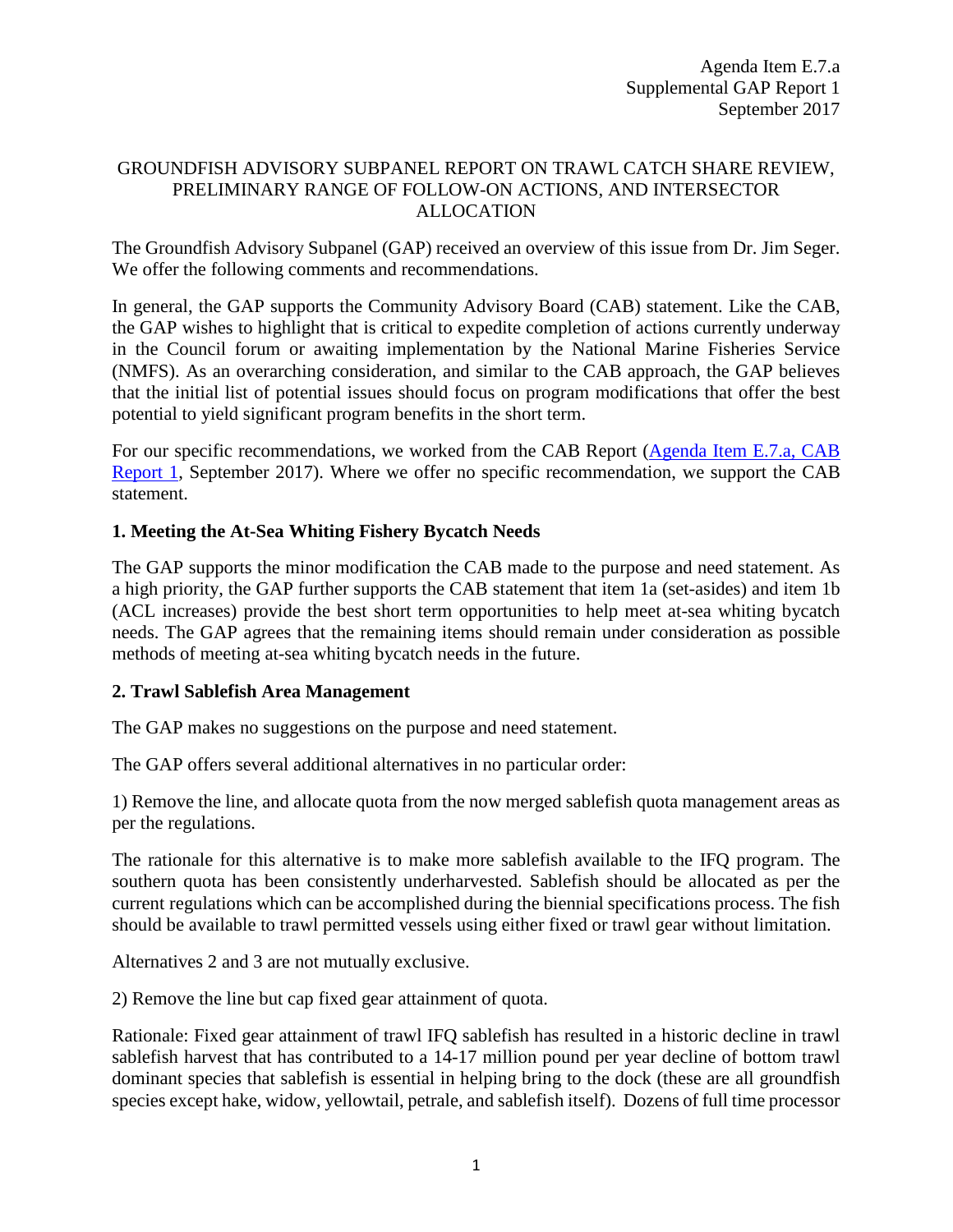Agenda Item E.7.a
Supplemental GAP Report 1
September 2017

# GROUNDFISH ADVISORY SUBPANEL REPORT ON TRAWL CATCH SHARE REVIEW, PRELIMINARY RANGE OF FOLLOW-ON ACTIONS, AND INTERSECTOR ALLOCATION

The Groundfish Advisory Subpanel (GAP) received an overview of this issue from Dr. Jim Seger. We offer the following comments and recommendations.

In general, the GAP supports the Community Advisory Board (CAB) statement. Like the CAB, the GAP wishes to highlight that is critical to expedite completion of actions currently underway in the Council forum or awaiting implementation by the National Marine Fisheries Service (NMFS). As an overarching consideration, and similar to the CAB approach, the GAP believes that the initial list of potential issues should focus on program modifications that offer the best potential to yield significant program benefits in the short term.

For our specific recommendations, we worked from the CAB Report (Agenda Item E.7.a, CAB Report 1, September 2017). Where we offer no specific recommendation, we support the CAB statement.

## 1. Meeting the At-Sea Whiting Fishery Bycatch Needs

The GAP supports the minor modification the CAB made to the purpose and need statement. As a high priority, the GAP further supports the CAB statement that item 1a (set-asides) and item 1b (ACL increases) provide the best short term opportunities to help meet at-sea whiting bycatch needs. The GAP agrees that the remaining items should remain under consideration as possible methods of meeting at-sea whiting bycatch needs in the future.

## 2. Trawl Sablefish Area Management

The GAP makes no suggestions on the purpose and need statement.

The GAP offers several additional alternatives in no particular order:

1) Remove the line, and allocate quota from the now merged sablefish quota management areas as per the regulations.

The rationale for this alternative is to make more sablefish available to the IFQ program. The southern quota has been consistently underharvested. Sablefish should be allocated as per the current regulations which can be accomplished during the biennial specifications process. The fish should be available to trawl permitted vessels using either fixed or trawl gear without limitation.

Alternatives 2 and 3 are not mutually exclusive.

2) Remove the line but cap fixed gear attainment of quota.

Rationale: Fixed gear attainment of trawl IFQ sablefish has resulted in a historic decline in trawl sablefish harvest that has contributed to a 14-17 million pound per year decline of bottom trawl dominant species that sablefish is essential in helping bring to the dock (these are all groundfish species except hake, widow, yellowtail, petrale, and sablefish itself). Dozens of full time processor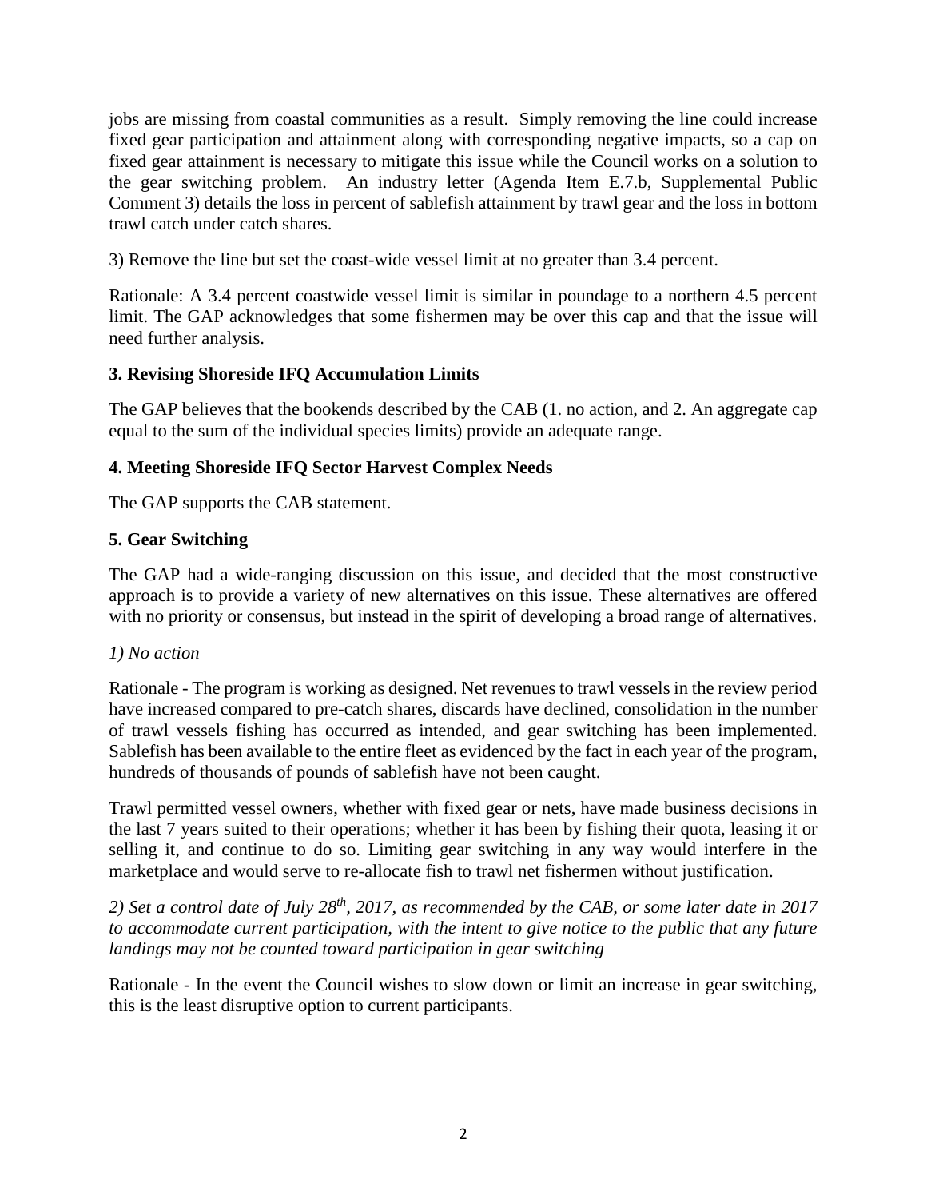jobs are missing from coastal communities as a result. Simply removing the line could increase fixed gear participation and attainment along with corresponding negative impacts, so a cap on fixed gear attainment is necessary to mitigate this issue while the Council works on a solution to the gear switching problem. An industry letter (Agenda Item E.7.b, Supplemental Public Comment 3) details the loss in percent of sablefish attainment by trawl gear and the loss in bottom trawl catch under catch shares.

3) Remove the line but set the coast-wide vessel limit at no greater than 3.4 percent.

Rationale: A 3.4 percent coastwide vessel limit is similar in poundage to a northern 4.5 percent limit. The GAP acknowledges that some fishermen may be over this cap and that the issue will need further analysis.

**3. Revising Shoreside IFQ Accumulation Limits**

The GAP believes that the bookends described by the CAB (1. no action, and 2. An aggregate cap equal to the sum of the individual species limits) provide an adequate range.

**4. Meeting Shoreside IFQ Sector Harvest Complex Needs**

The GAP supports the CAB statement.

**5. Gear Switching**

The GAP had a wide-ranging discussion on this issue, and decided that the most constructive approach is to provide a variety of new alternatives on this issue. These alternatives are offered with no priority or consensus, but instead in the spirit of developing a broad range of alternatives.

*1) No action*

Rationale - The program is working as designed. Net revenues to trawl vessels in the review period have increased compared to pre-catch shares, discards have declined, consolidation in the number of trawl vessels fishing has occurred as intended, and gear switching has been implemented. Sablefish has been available to the entire fleet as evidenced by the fact in each year of the program, hundreds of thousands of pounds of sablefish have not been caught.

Trawl permitted vessel owners, whether with fixed gear or nets, have made business decisions in the last 7 years suited to their operations; whether it has been by fishing their quota, leasing it or selling it, and continue to do so. Limiting gear switching in any way would interfere in the marketplace and would serve to re-allocate fish to trawl net fishermen without justification.

*2) Set a control date of July 28th, 2017, as recommended by the CAB, or some later date in 2017 to accommodate current participation, with the intent to give notice to the public that any future landings may not be counted toward participation in gear switching*

Rationale - In the event the Council wishes to slow down or limit an increase in gear switching, this is the least disruptive option to current participants.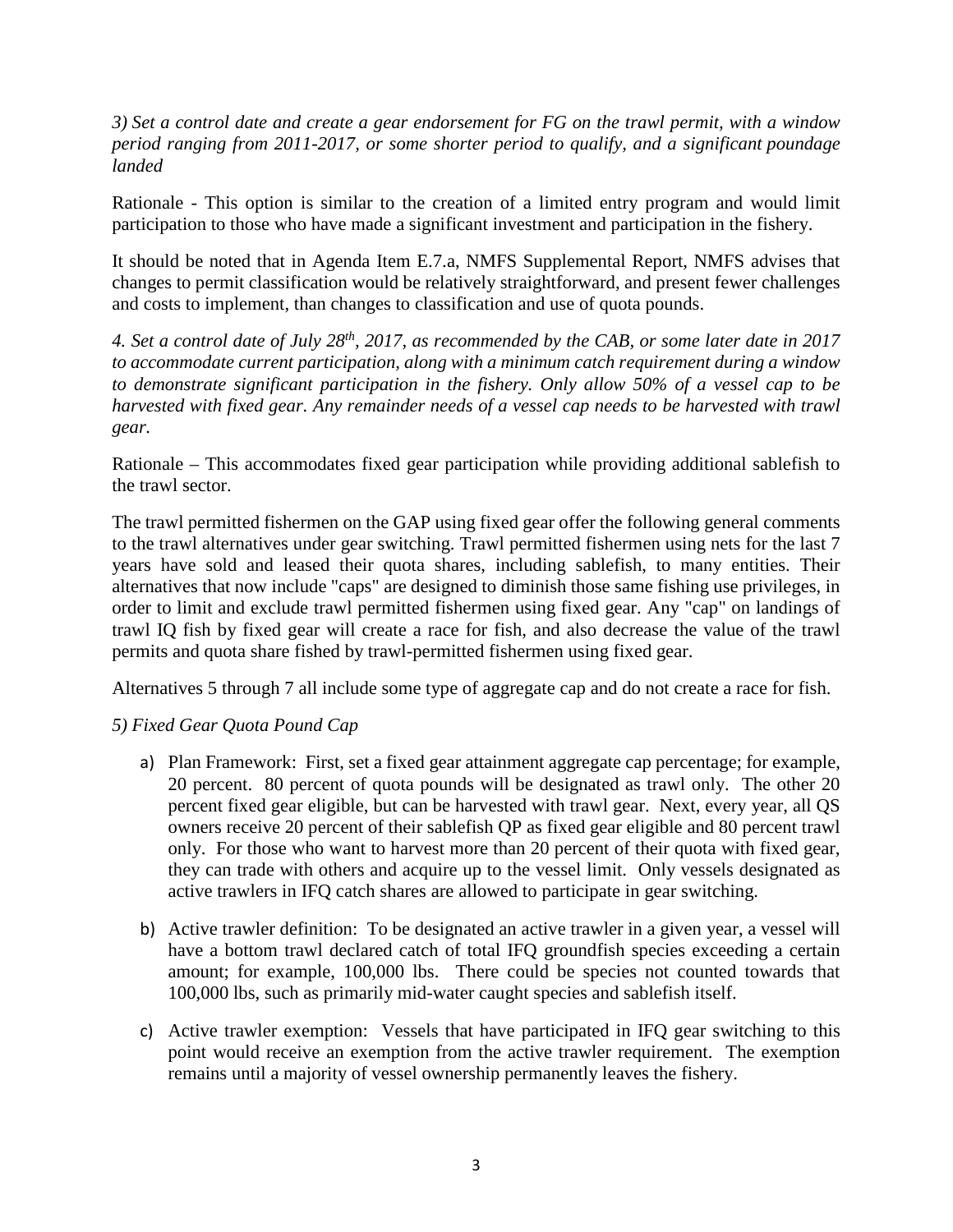*3) Set a control date and create a gear endorsement for FG on the trawl permit, with a window period ranging from 2011-2017, or some shorter period to qualify, and a significant poundage landed*

Rationale - This option is similar to the creation of a limited entry program and would limit participation to those who have made a significant investment and participation in the fishery.

It should be noted that in Agenda Item E.7.a, NMFS Supplemental Report, NMFS advises that changes to permit classification would be relatively straightforward, and present fewer challenges and costs to implement, than changes to classification and use of quota pounds.

*4. Set a control date of July 28th, 2017, as recommended by the CAB, or some later date in 2017 to accommodate current participation, along with a minimum catch requirement during a window to demonstrate significant participation in the fishery. Only allow 50% of a vessel cap to be harvested with fixed gear. Any remainder needs of a vessel cap needs to be harvested with trawl gear.*

Rationale – This accommodates fixed gear participation while providing additional sablefish to the trawl sector.

The trawl permitted fishermen on the GAP using fixed gear offer the following general comments to the trawl alternatives under gear switching. Trawl permitted fishermen using nets for the last 7 years have sold and leased their quota shares, including sablefish, to many entities. Their alternatives that now include "caps" are designed to diminish those same fishing use privileges, in order to limit and exclude trawl permitted fishermen using fixed gear. Any "cap" on landings of trawl IQ fish by fixed gear will create a race for fish, and also decrease the value of the trawl permits and quota share fished by trawl-permitted fishermen using fixed gear.

Alternatives 5 through 7 all include some type of aggregate cap and do not create a race for fish.

*5) Fixed Gear Quota Pound Cap*

a) Plan Framework: First, set a fixed gear attainment aggregate cap percentage; for example, 20 percent. 80 percent of quota pounds will be designated as trawl only. The other 20 percent fixed gear eligible, but can be harvested with trawl gear. Next, every year, all QS owners receive 20 percent of their sablefish QP as fixed gear eligible and 80 percent trawl only. For those who want to harvest more than 20 percent of their quota with fixed gear, they can trade with others and acquire up to the vessel limit. Only vessels designated as active trawlers in IFQ catch shares are allowed to participate in gear switching.

b) Active trawler definition: To be designated an active trawler in a given year, a vessel will have a bottom trawl declared catch of total IFQ groundfish species exceeding a certain amount; for example, 100,000 lbs. There could be species not counted towards that 100,000 lbs, such as primarily mid-water caught species and sablefish itself.

c) Active trawler exemption: Vessels that have participated in IFQ gear switching to this point would receive an exemption from the active trawler requirement. The exemption remains until a majority of vessel ownership permanently leaves the fishery.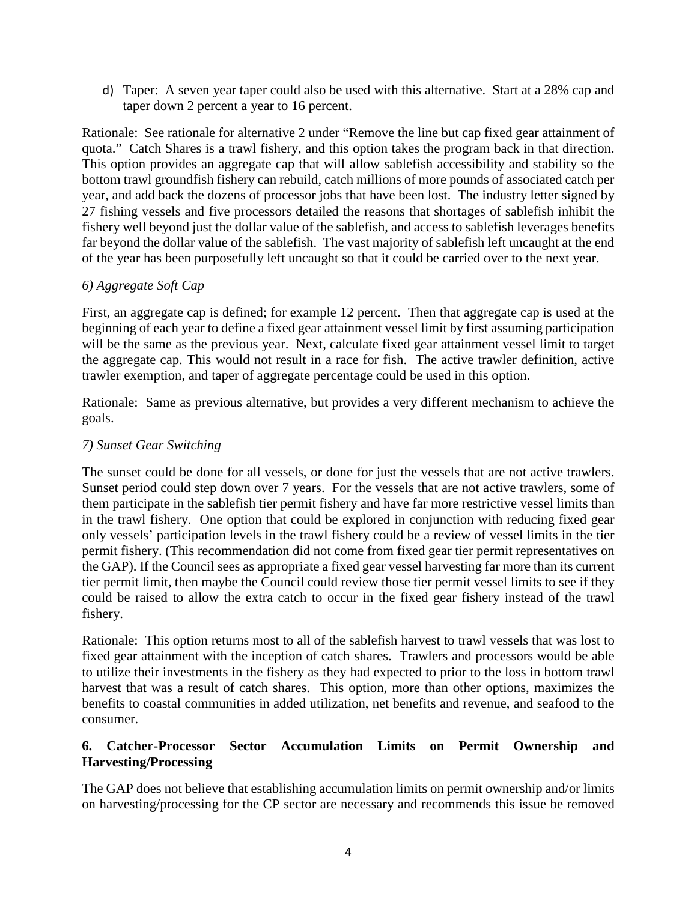d) Taper: A seven year taper could also be used with this alternative. Start at a 28% cap and taper down 2 percent a year to 16 percent.

Rationale: See rationale for alternative 2 under "Remove the line but cap fixed gear attainment of quota." Catch Shares is a trawl fishery, and this option takes the program back in that direction. This option provides an aggregate cap that will allow sablefish accessibility and stability so the bottom trawl groundfish fishery can rebuild, catch millions of more pounds of associated catch per year, and add back the dozens of processor jobs that have been lost. The industry letter signed by 27 fishing vessels and five processors detailed the reasons that shortages of sablefish inhibit the fishery well beyond just the dollar value of the sablefish, and access to sablefish leverages benefits far beyond the dollar value of the sablefish. The vast majority of sablefish left uncaught at the end of the year has been purposefully left uncaught so that it could be carried over to the next year.

*6) Aggregate Soft Cap*

First, an aggregate cap is defined; for example 12 percent. Then that aggregate cap is used at the beginning of each year to define a fixed gear attainment vessel limit by first assuming participation will be the same as the previous year. Next, calculate fixed gear attainment vessel limit to target the aggregate cap. This would not result in a race for fish. The active trawler definition, active trawler exemption, and taper of aggregate percentage could be used in this option.

Rationale: Same as previous alternative, but provides a very different mechanism to achieve the goals.

*7) Sunset Gear Switching*

The sunset could be done for all vessels, or done for just the vessels that are not active trawlers. Sunset period could step down over 7 years. For the vessels that are not active trawlers, some of them participate in the sablefish tier permit fishery and have far more restrictive vessel limits than in the trawl fishery. One option that could be explored in conjunction with reducing fixed gear only vessels' participation levels in the trawl fishery could be a review of vessel limits in the tier permit fishery. (This recommendation did not come from fixed gear tier permit representatives on the GAP). If the Council sees as appropriate a fixed gear vessel harvesting far more than its current tier permit limit, then maybe the Council could review those tier permit vessel limits to see if they could be raised to allow the extra catch to occur in the fixed gear fishery instead of the trawl fishery.

Rationale: This option returns most to all of the sablefish harvest to trawl vessels that was lost to fixed gear attainment with the inception of catch shares. Trawlers and processors would be able to utilize their investments in the fishery as they had expected to prior to the loss in bottom trawl harvest that was a result of catch shares. This option, more than other options, maximizes the benefits to coastal communities in added utilization, net benefits and revenue, and seafood to the consumer.

### 6. Catcher-Processor Sector Accumulation Limits on Permit Ownership and Harvesting/Processing

The GAP does not believe that establishing accumulation limits on permit ownership and/or limits on harvesting/processing for the CP sector are necessary and recommends this issue be removed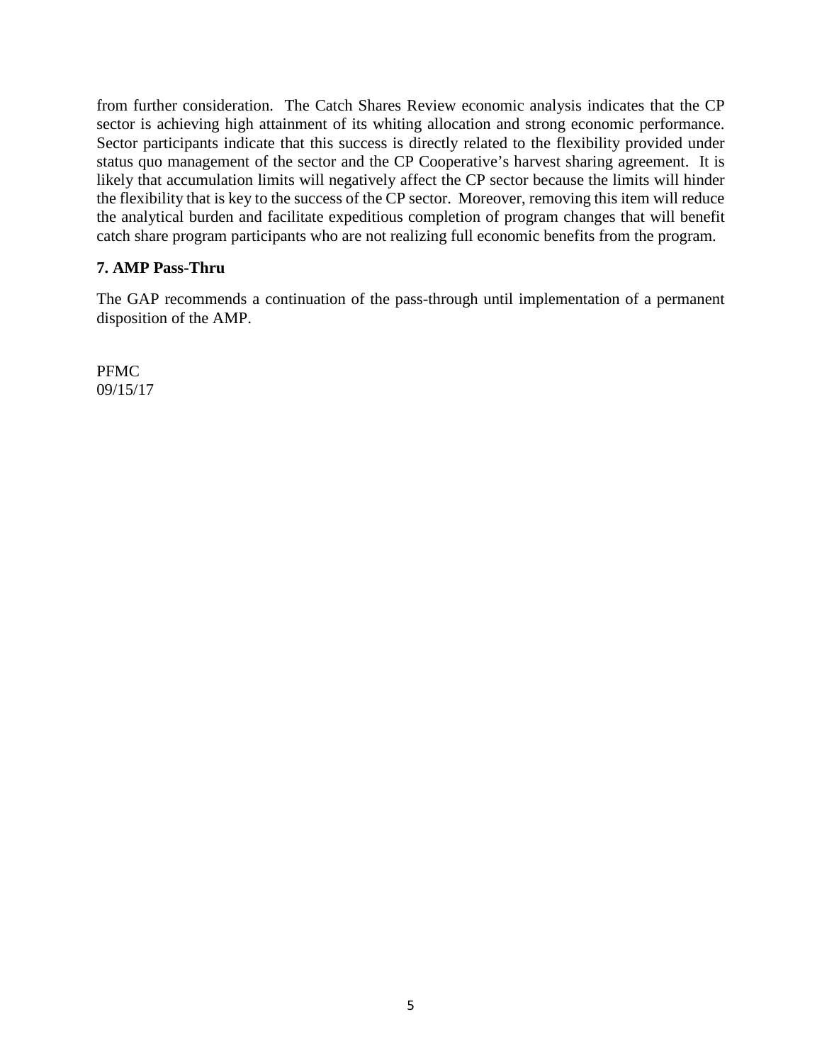from further consideration. The Catch Shares Review economic analysis indicates that the CP sector is achieving high attainment of its whiting allocation and strong economic performance. Sector participants indicate that this success is directly related to the flexibility provided under status quo management of the sector and the CP Cooperative's harvest sharing agreement. It is likely that accumulation limits will negatively affect the CP sector because the limits will hinder the flexibility that is key to the success of the CP sector. Moreover, removing this item will reduce the analytical burden and facilitate expeditious completion of program changes that will benefit catch share program participants who are not realizing full economic benefits from the program.

**7. AMP Pass-Thru**

The GAP recommends a continuation of the pass-through until implementation of a permanent disposition of the AMP.

PFMC
09/15/17